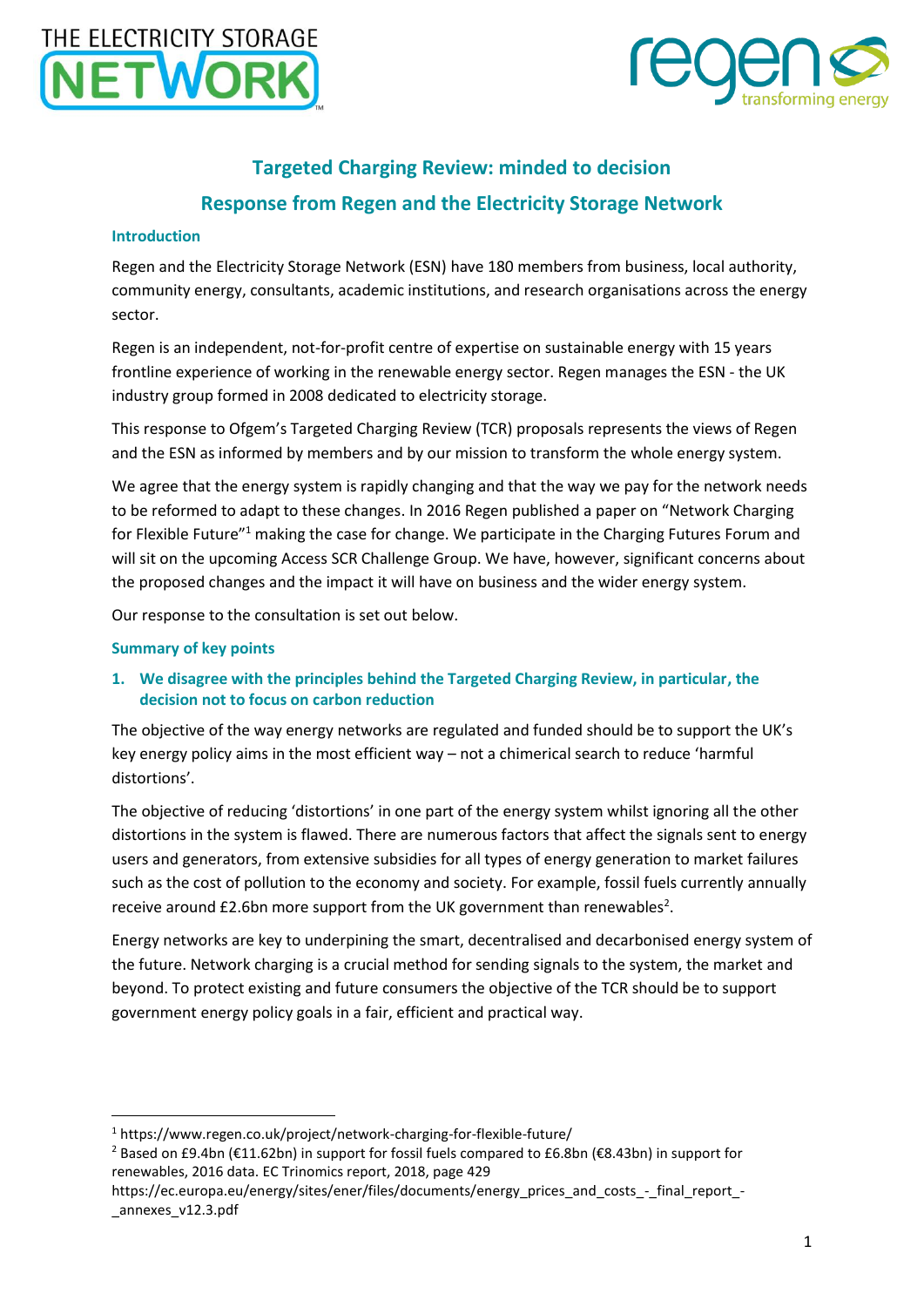# Targeted Charging Review: minded to decision

## Response from Regen and the Electricity Storage Network

### Introduction

Regen and the Electricity Storage Network (ESN) have 180 members from business, local authority, community energy, consultants, academic institutions, and research organisations across the energy sector.

Regen is an independent, not-for-profit centre of expertise on sustainable energy with 15 years frontline experience of working in the renewable energy sector. Regen manages the ESN - the UK industry group formed in 2008 dedicated to electricity storage.

This response to Ofgem's Targeted Charging Review (TCR) proposals represents the views of Regen and the ESN as informed by members and by our mission to transform the whole energy system.

We agree that the energy system is rapidly changing and that the way we pay for the network needs to be reformed to adapt to these changes. In 2016 Regen published a paper on "Network Charging for Flexible Future"[1] making the case for change. We participate in the Charging Futures Forum and will sit on the upcoming Access SCR Challenge Group. We have, however, significant concerns about the proposed changes and the impact it will have on business and the wider energy system.

Our response to the consultation is set out below.

### Summary of key points

1. **We disagree with the principles behind the Targeted Charging Review, in particular, the decision not to focus on carbon reduction**

The objective of the way energy networks are regulated and funded should be to support the UK's key energy policy aims in the most efficient way – not a chimerical search to reduce 'harmful distortions'.

The objective of reducing 'distortions' in one part of the energy system whilst ignoring all the other distortions in the system is flawed. There are numerous factors that affect the signals sent to energy users and generators, from extensive subsidies for all types of energy generation to market failures such as the cost of pollution to the economy and society. For example, fossil fuels currently annually receive around £2.6bn more support from the UK government than renewables[2].

Energy networks are key to underpinning the smart, decentralised and decarbonised energy system of the future. Network charging is a crucial method for sending signals to the system, the market and beyond. To protect existing and future consumers the objective of the TCR should be to support government energy policy goals in a fair, efficient and practical way.

---

[1] https://www.regen.co.uk/project/network-charging-for-flexible-future/

[2] Based on £9.4bn (€11.62bn) in support for fossil fuels compared to £6.8bn (€8.43bn) in support for renewables, 2016 data. EC Trinomics report, 2018, page 429 https://ec.europa.eu/energy/sites/ener/files/documents/energy_prices_and_costs_-_final_report_-_annexes_v12.3.pdf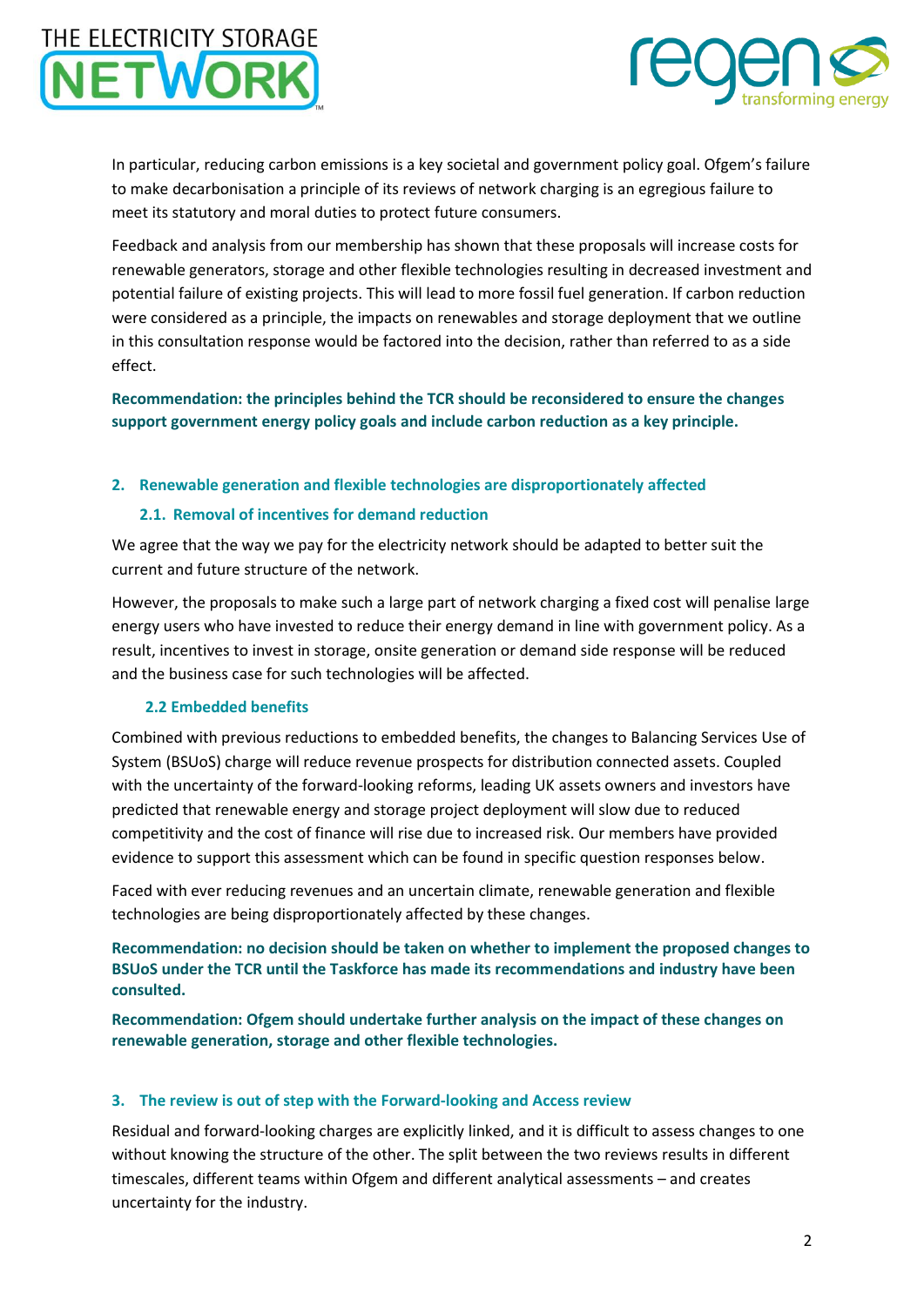In particular, reducing carbon emissions is a key societal and government policy goal. Ofgem's failure to make decarbonisation a principle of its reviews of network charging is an egregious failure to meet its statutory and moral duties to protect future consumers.

Feedback and analysis from our membership has shown that these proposals will increase costs for renewable generators, storage and other flexible technologies resulting in decreased investment and potential failure of existing projects. This will lead to more fossil fuel generation. If carbon reduction were considered as a principle, the impacts on renewables and storage deployment that we outline in this consultation response would be factored into the decision, rather than referred to as a side effect.

**Recommendation: the principles behind the TCR should be reconsidered to ensure the changes support government energy policy goals and include carbon reduction as a key principle.**

## 2. Renewable generation and flexible technologies are disproportionately affected

### 2.1. Removal of incentives for demand reduction

We agree that the way we pay for the electricity network should be adapted to better suit the current and future structure of the network.

However, the proposals to make such a large part of network charging a fixed cost will penalise large energy users who have invested to reduce their energy demand in line with government policy. As a result, incentives to invest in storage, onsite generation or demand side response will be reduced and the business case for such technologies will be affected.

### 2.2 Embedded benefits

Combined with previous reductions to embedded benefits, the changes to Balancing Services Use of System (BSUoS) charge will reduce revenue prospects for distribution connected assets. Coupled with the uncertainty of the forward-looking reforms, leading UK assets owners and investors have predicted that renewable energy and storage project deployment will slow due to reduced competitivity and the cost of finance will rise due to increased risk. Our members have provided evidence to support this assessment which can be found in specific question responses below.

Faced with ever reducing revenues and an uncertain climate, renewable generation and flexible technologies are being disproportionately affected by these changes.

**Recommendation: no decision should be taken on whether to implement the proposed changes to BSUoS under the TCR until the Taskforce has made its recommendations and industry have been consulted.**

**Recommendation: Ofgem should undertake further analysis on the impact of these changes on renewable generation, storage and other flexible technologies.**

## 3. The review is out of step with the Forward-looking and Access review

Residual and forward-looking charges are explicitly linked, and it is difficult to assess changes to one without knowing the structure of the other. The split between the two reviews results in different timescales, different teams within Ofgem and different analytical assessments – and creates uncertainty for the industry.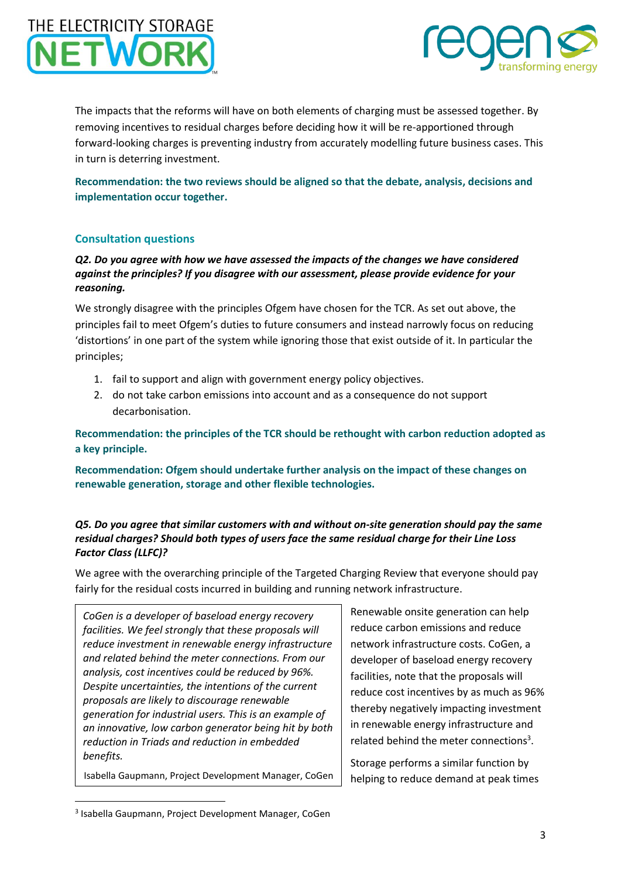The impacts that the reforms will have on both elements of charging must be assessed together. By removing incentives to residual charges before deciding how it will be re-apportioned through forward-looking charges is preventing industry from accurately modelling future business cases. This in turn is deterring investment.

**Recommendation: the two reviews should be aligned so that the debate, analysis, decisions and implementation occur together.**

## Consultation questions

***Q2. Do you agree with how we have assessed the impacts of the changes we have considered against the principles? If you disagree with our assessment, please provide evidence for your reasoning.***

We strongly disagree with the principles Ofgem have chosen for the TCR. As set out above, the principles fail to meet Ofgem's duties to future consumers and instead narrowly focus on reducing 'distortions' in one part of the system while ignoring those that exist outside of it. In particular the principles;

1. fail to support and align with government energy policy objectives.
2. do not take carbon emissions into account and as a consequence do not support decarbonisation.

**Recommendation: the principles of the TCR should be rethought with carbon reduction adopted as a key principle.**

**Recommendation: Ofgem should undertake further analysis on the impact of these changes on renewable generation, storage and other flexible technologies.**

***Q5. Do you agree that similar customers with and without on-site generation should pay the same residual charges? Should both types of users face the same residual charge for their Line Loss Factor Class (LLFC)?***

We agree with the overarching principle of the Targeted Charging Review that everyone should pay fairly for the residual costs incurred in building and running network infrastructure.

> *CoGen is a developer of baseload energy recovery facilities. We feel strongly that these proposals will reduce investment in renewable energy infrastructure and related behind the meter connections. From our analysis, cost incentives could be reduced by 96%. Despite uncertainties, the intentions of the current proposals are likely to discourage renewable generation for industrial users. This is an example of an innovative, low carbon generator being hit by both reduction in Triads and reduction in embedded benefits.*
>
> Isabella Gaupmann, Project Development Manager, CoGen

Renewable onsite generation can help reduce carbon emissions and reduce network infrastructure costs. CoGen, a developer of baseload energy recovery facilities, note that the proposals will reduce cost incentives by as much as 96% thereby negatively impacting investment in renewable energy infrastructure and related behind the meter connections[3].

Storage performs a similar function by helping to reduce demand at peak times

[3] Isabella Gaupmann, Project Development Manager, CoGen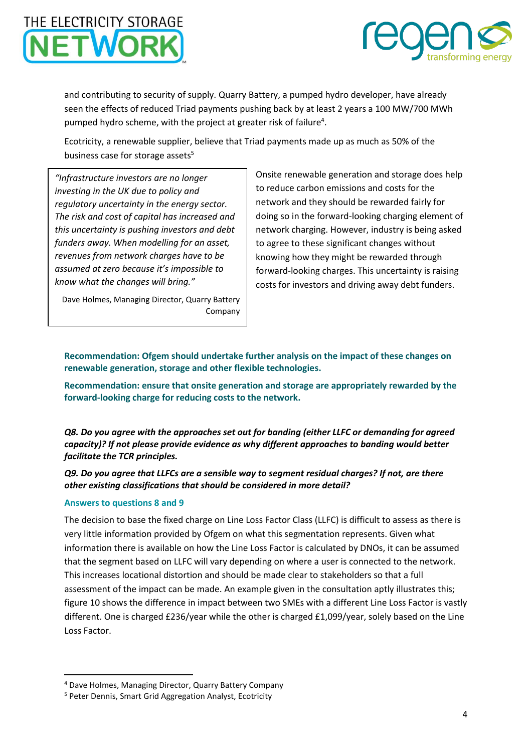and contributing to security of supply. Quarry Battery, a pumped hydro developer, have already seen the effects of reduced Triad payments pushing back by at least 2 years a 100 MW/700 MWh pumped hydro scheme, with the project at greater risk of failure[4].

Ecotricity, a renewable supplier, believe that Triad payments made up as much as 50% of the business case for storage assets[5]

> *"Infrastructure investors are no longer investing in the UK due to policy and regulatory uncertainty in the energy sector. The risk and cost of capital has increased and this uncertainty is pushing investors and debt funders away. When modelling for an asset, revenues from network charges have to be assumed at zero because it's impossible to know what the changes will bring."*
>
> Dave Holmes, Managing Director, Quarry Battery Company

Onsite renewable generation and storage does help to reduce carbon emissions and costs for the network and they should be rewarded fairly for doing so in the forward-looking charging element of network charging. However, industry is being asked to agree to these significant changes without knowing how they might be rewarded through forward-looking charges. This uncertainty is raising costs for investors and driving away debt funders.

**Recommendation: Ofgem should undertake further analysis on the impact of these changes on renewable generation, storage and other flexible technologies.**

**Recommendation: ensure that onsite generation and storage are appropriately rewarded by the forward-looking charge for reducing costs to the network.**

***Q8. Do you agree with the approaches set out for banding (either LLFC or demanding for agreed capacity)? If not please provide evidence as why different approaches to banding would better facilitate the TCR principles.***

***Q9. Do you agree that LLFCs are a sensible way to segment residual charges? If not, are there other existing classifications that should be considered in more detail?***

### Answers to questions 8 and 9

The decision to base the fixed charge on Line Loss Factor Class (LLFC) is difficult to assess as there is very little information provided by Ofgem on what this segmentation represents. Given what information there is available on how the Line Loss Factor is calculated by DNOs, it can be assumed that the segment based on LLFC will vary depending on where a user is connected to the network. This increases locational distortion and should be made clear to stakeholders so that a full assessment of the impact can be made. An example given in the consultation aptly illustrates this; figure 10 shows the difference in impact between two SMEs with a different Line Loss Factor is vastly different. One is charged £236/year while the other is charged £1,099/year, solely based on the Line Loss Factor.

---

[4] Dave Holmes, Managing Director, Quarry Battery Company

[5] Peter Dennis, Smart Grid Aggregation Analyst, Ecotricity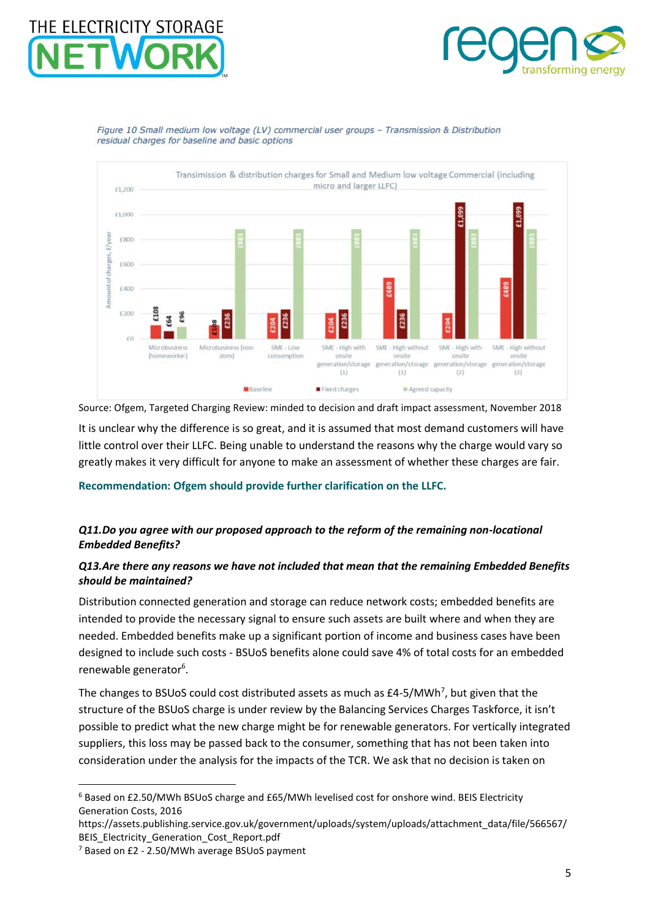*Figure 10 Small medium low voltage (LV) commercial user groups – Transmission & Distribution residual charges for baseline and basic options*

Source: Ofgem, Targeted Charging Review: minded to decision and draft impact assessment, November 2018

It is unclear why the difference is so great, and it is assumed that most demand customers will have little control over their LLFC. Being unable to understand the reasons why the charge would vary so greatly makes it very difficult for anyone to make an assessment of whether these charges are fair.

**Recommendation: Ofgem should provide further clarification on the LLFC.**

***Q11.Do you agree with our proposed approach to the reform of the remaining non-locational Embedded Benefits?***

***Q13.Are there any reasons we have not included that mean that the remaining Embedded Benefits should be maintained?***

Distribution connected generation and storage can reduce network costs; embedded benefits are intended to provide the necessary signal to ensure such assets are built where and when they are needed. Embedded benefits make up a significant portion of income and business cases have been designed to include such costs - BSUoS benefits alone could save 4% of total costs for an embedded renewable generator[6].

The changes to BSUoS could cost distributed assets as much as £4-5/MWh[7], but given that the structure of the BSUoS charge is under review by the Balancing Services Charges Taskforce, it isn't possible to predict what the new charge might be for renewable generators. For vertically integrated suppliers, this loss may be passed back to the consumer, something that has not been taken into consideration under the analysis for the impacts of the TCR. We ask that no decision is taken on

---

[6] Based on £2.50/MWh BSUoS charge and £65/MWh levelised cost for onshore wind. BEIS Electricity Generation Costs, 2016 https://assets.publishing.service.gov.uk/government/uploads/system/uploads/attachment_data/file/566567/BEIS_Electricity_Generation_Cost_Report.pdf

[7] Based on £2 - 2.50/MWh average BSUoS payment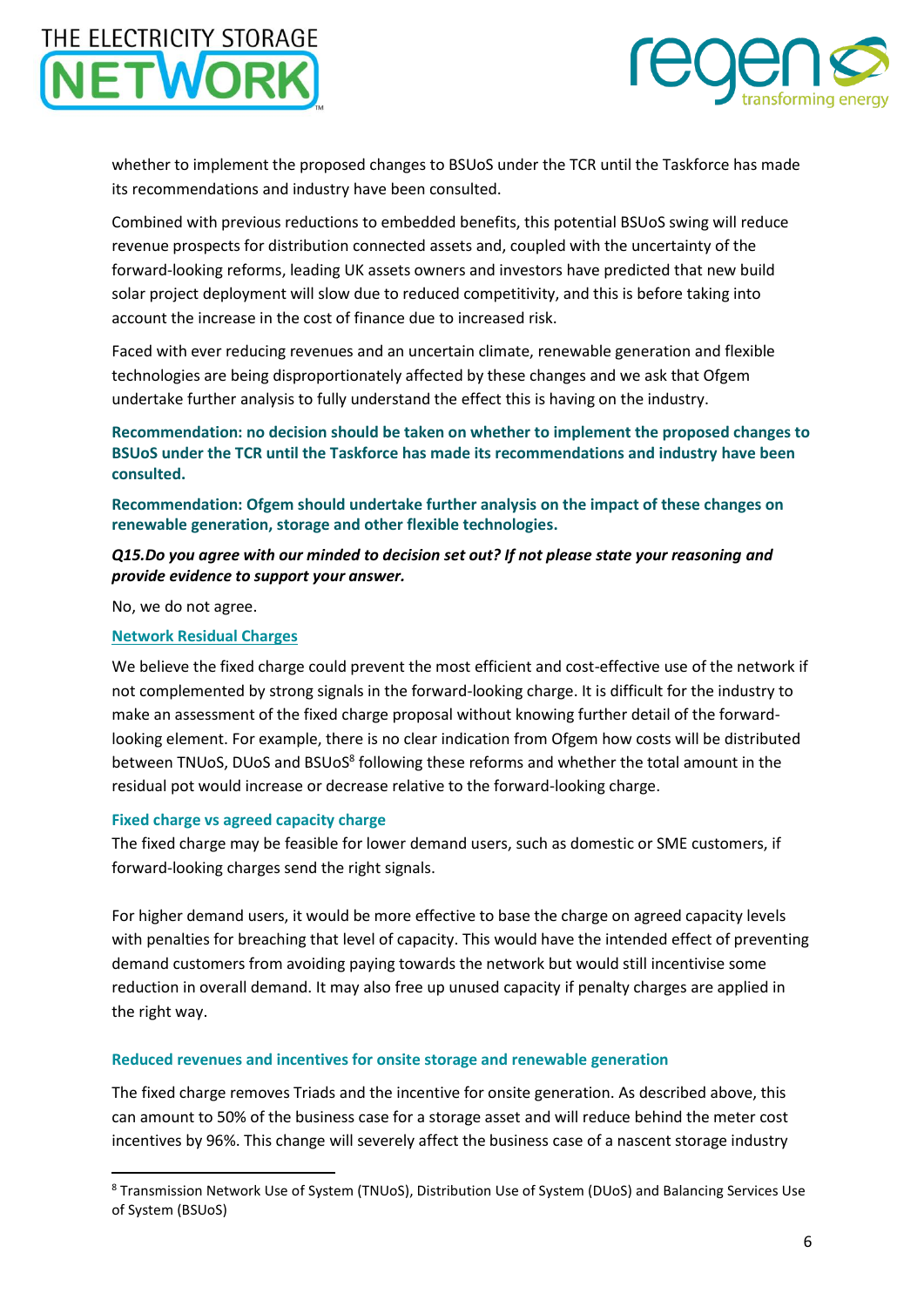whether to implement the proposed changes to BSUoS under the TCR until the Taskforce has made its recommendations and industry have been consulted.

Combined with previous reductions to embedded benefits, this potential BSUoS swing will reduce revenue prospects for distribution connected assets and, coupled with the uncertainty of the forward-looking reforms, leading UK assets owners and investors have predicted that new build solar project deployment will slow due to reduced competitivity, and this is before taking into account the increase in the cost of finance due to increased risk.

Faced with ever reducing revenues and an uncertain climate, renewable generation and flexible technologies are being disproportionately affected by these changes and we ask that Ofgem undertake further analysis to fully understand the effect this is having on the industry.

**Recommendation: no decision should be taken on whether to implement the proposed changes to BSUoS under the TCR until the Taskforce has made its recommendations and industry have been consulted.**

**Recommendation: Ofgem should undertake further analysis on the impact of these changes on renewable generation, storage and other flexible technologies.**

***Q15.Do you agree with our minded to decision set out? If not please state your reasoning and provide evidence to support your answer.***

No, we do not agree.

### Network Residual Charges

We believe the fixed charge could prevent the most efficient and cost-effective use of the network if not complemented by strong signals in the forward-looking charge. It is difficult for the industry to make an assessment of the fixed charge proposal without knowing further detail of the forward-looking element. For example, there is no clear indication from Ofgem how costs will be distributed between TNUoS, DUoS and BSUoS[8] following these reforms and whether the total amount in the residual pot would increase or decrease relative to the forward-looking charge.

#### Fixed charge vs agreed capacity charge

The fixed charge may be feasible for lower demand users, such as domestic or SME customers, if forward-looking charges send the right signals.

For higher demand users, it would be more effective to base the charge on agreed capacity levels with penalties for breaching that level of capacity. This would have the intended effect of preventing demand customers from avoiding paying towards the network but would still incentivise some reduction in overall demand. It may also free up unused capacity if penalty charges are applied in the right way.

#### Reduced revenues and incentives for onsite storage and renewable generation

The fixed charge removes Triads and the incentive for onsite generation. As described above, this can amount to 50% of the business case for a storage asset and will reduce behind the meter cost incentives by 96%. This change will severely affect the business case of a nascent storage industry

[8] Transmission Network Use of System (TNUoS), Distribution Use of System (DUoS) and Balancing Services Use of System (BSUoS)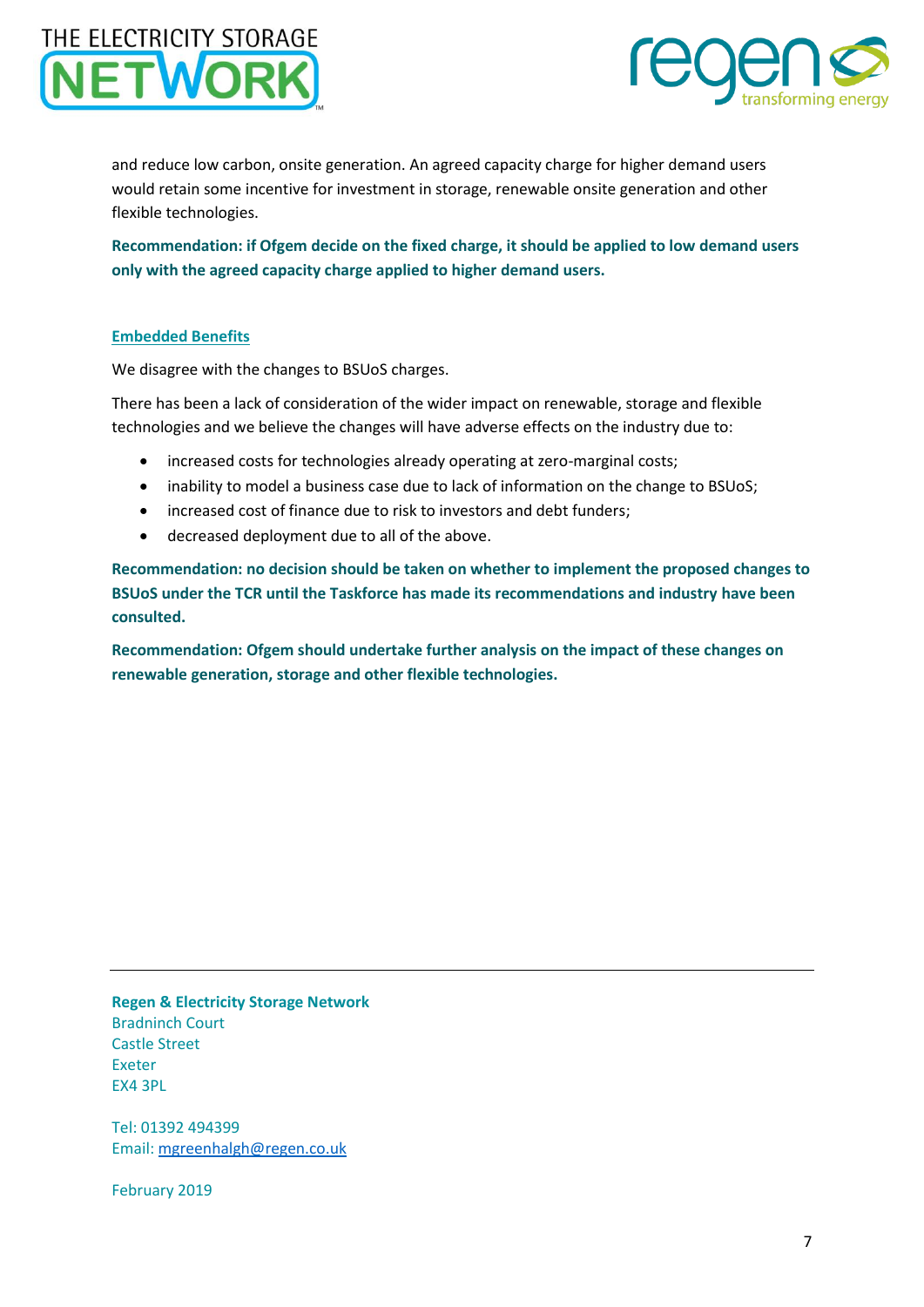and reduce low carbon, onsite generation. An agreed capacity charge for higher demand users would retain some incentive for investment in storage, renewable onsite generation and other flexible technologies.

**Recommendation: if Ofgem decide on the fixed charge, it should be applied to low demand users only with the agreed capacity charge applied to higher demand users.**

## Embedded Benefits

We disagree with the changes to BSUoS charges.

There has been a lack of consideration of the wider impact on renewable, storage and flexible technologies and we believe the changes will have adverse effects on the industry due to:

- increased costs for technologies already operating at zero-marginal costs;
- inability to model a business case due to lack of information on the change to BSUoS;
- increased cost of finance due to risk to investors and debt funders;
- decreased deployment due to all of the above.

**Recommendation: no decision should be taken on whether to implement the proposed changes to BSUoS under the TCR until the Taskforce has made its recommendations and industry have been consulted.**

**Recommendation: Ofgem should undertake further analysis on the impact of these changes on renewable generation, storage and other flexible technologies.**

---

**Regen & Electricity Storage Network**
Bradninch Court
Castle Street
Exeter
EX4 3PL

Tel: 01392 494399
Email: mgreenhalgh@regen.co.uk

February 2019